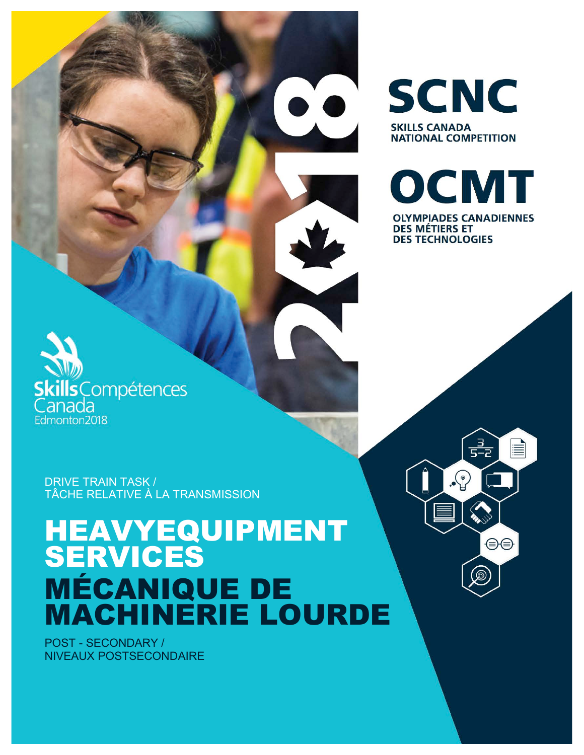# SCNC

**SKILLS CANADA NATIONAL COMPETITION**

# OCMT

**OLYMPIADES CANADIENNES DES MÉTIERS ET DES TECHNOLOGIES**

2018

Skills Compétences Canada
Edmonton2018

DRIVE TRAIN TASK /
TÂCHE RELATIVE À LA TRANSMISSION

# HEAVYEQUIPMENT SERVICES

# MÉCANIQUE DE MACHINERIE LOURDE

POST - SECONDARY /
NIVEAUX POSTSECONDAIRE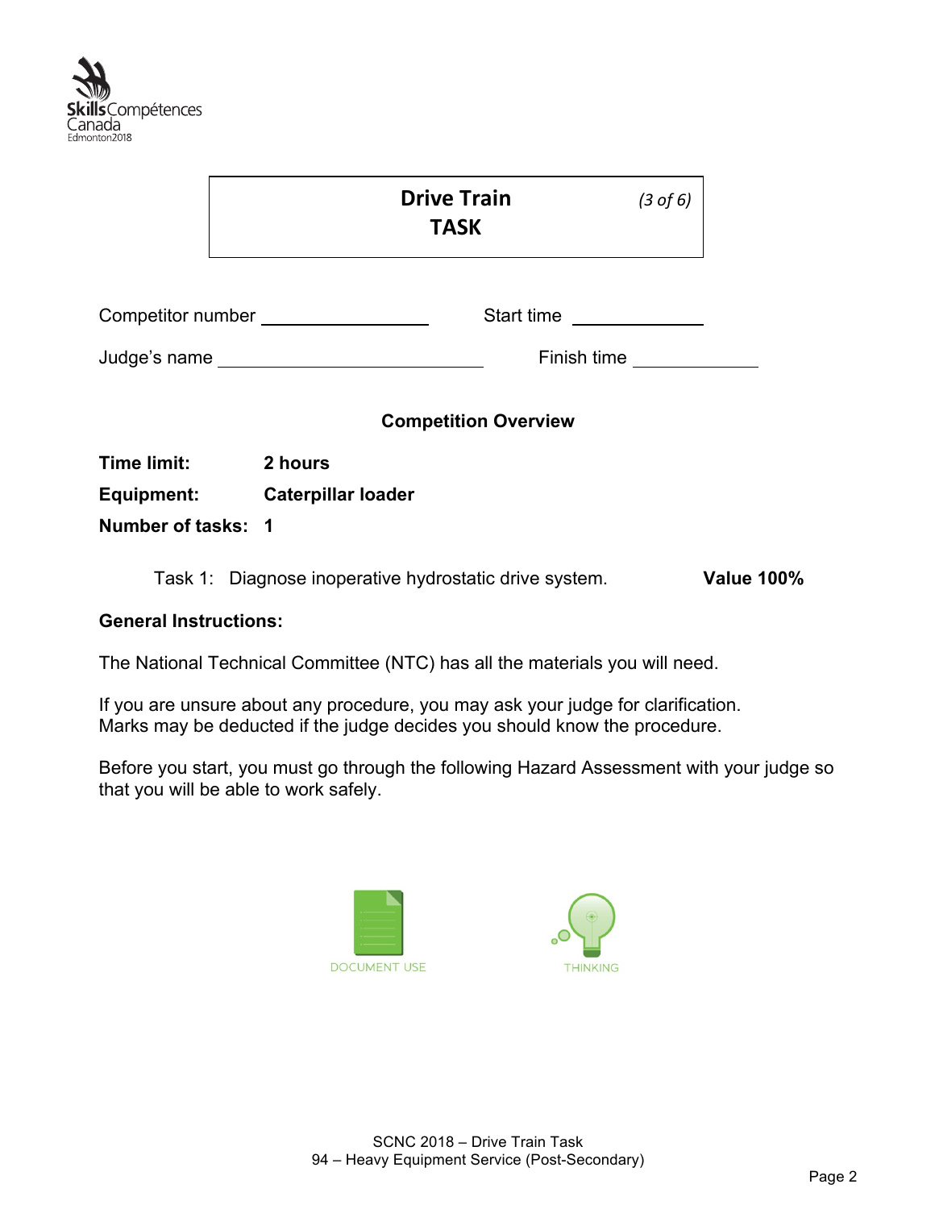# Drive Train TASK

*(3 of 6)*

Competitor number ________________ Start time ____________

Judge's name ________________________ Finish time ____________

## Competition Overview

**Time limit:** **2 hours**

**Equipment:** **Caterpillar loader**

**Number of tasks:** **1**

Task 1: Diagnose inoperative hydrostatic drive system. **Value 100%**

**General Instructions:**

The National Technical Committee (NTC) has all the materials you will need.

If you are unsure about any procedure, you may ask your judge for clarification.
Marks may be deducted if the judge decides you should know the procedure.

Before you start, you must go through the following Hazard Assessment with your judge so that you will be able to work safely.

DOCUMENT USE THINKING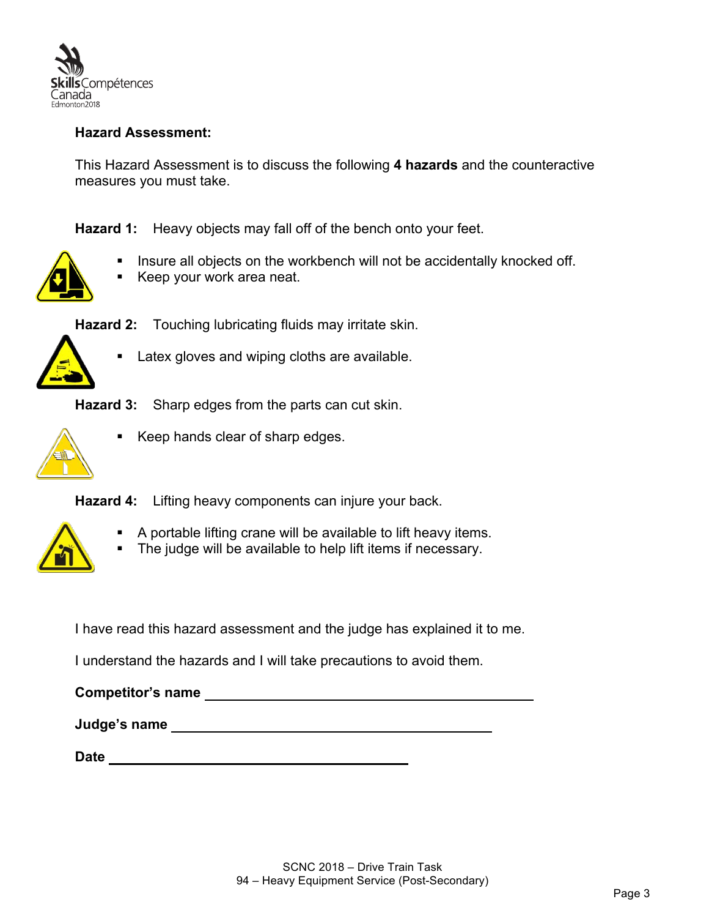**Hazard Assessment:**

This Hazard Assessment is to discuss the following **4 hazards** and the counteractive measures you must take.

**Hazard 1:** Heavy objects may fall off of the bench onto your feet.

- Insure all objects on the workbench will not be accidentally knocked off.
- Keep your work area neat.

**Hazard 2:** Touching lubricating fluids may irritate skin.

- Latex gloves and wiping cloths are available.

**Hazard 3:** Sharp edges from the parts can cut skin.

- Keep hands clear of sharp edges.

**Hazard 4:** Lifting heavy components can injure your back.

- A portable lifting crane will be available to lift heavy items.
- The judge will be available to help lift items if necessary.

I have read this hazard assessment and the judge has explained it to me.

I understand the hazards and I will take precautions to avoid them.

**Competitor's name** ____________________________________________

**Judge's name** ____________________________________________

**Date** ________________________________________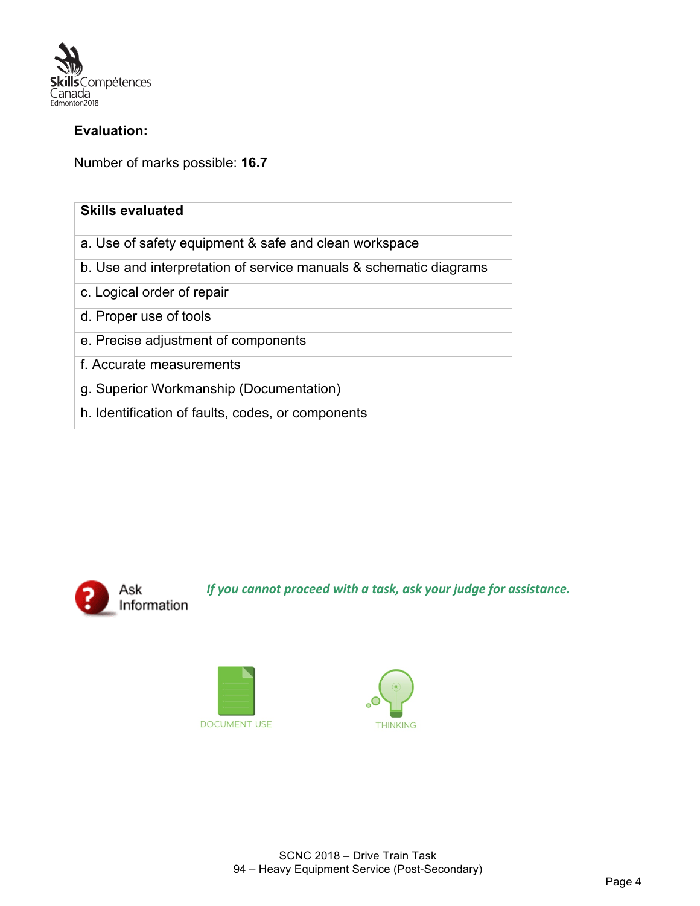**Evaluation:**

Number of marks possible: **16.7**

| **Skills evaluated** |
| --- |
| |
| a. Use of safety equipment & safe and clean workspace |
| b. Use and interpretation of service manuals & schematic diagrams |
| c. Logical order of repair |
| d. Proper use of tools |
| e. Precise adjustment of components |
| f. Accurate measurements |
| g. Superior Workmanship (Documentation) |
| h. Identification of faults, codes, or components |

Ask Information *If you cannot proceed with a task, ask your judge for assistance.*

DOCUMENT USE

THINKING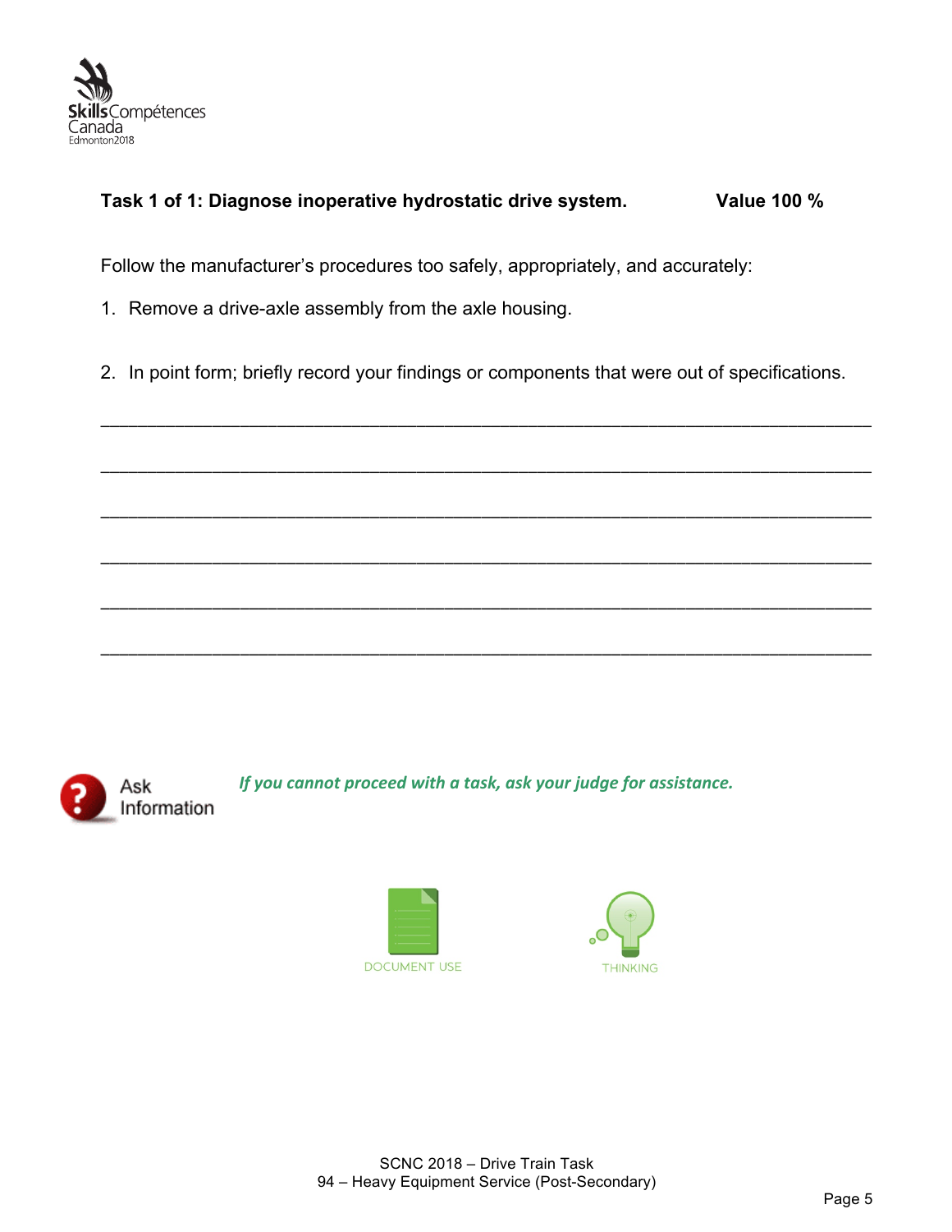**Task 1 of 1: Diagnose inoperative hydrostatic drive system. Value 100 %**

Follow the manufacturer's procedures too safely, appropriately, and accurately:

1. Remove a drive-axle assembly from the axle housing.

2. In point form; briefly record your findings or components that were out of specifications.

______________________________________________________________________

______________________________________________________________________

______________________________________________________________________

______________________________________________________________________

______________________________________________________________________

______________________________________________________________________

Ask Information

*If you cannot proceed with a task, ask your judge for assistance.*

DOCUMENT USE

THINKING

SCNC 2018 – Drive Train Task
94 – Heavy Equipment Service (Post-Secondary)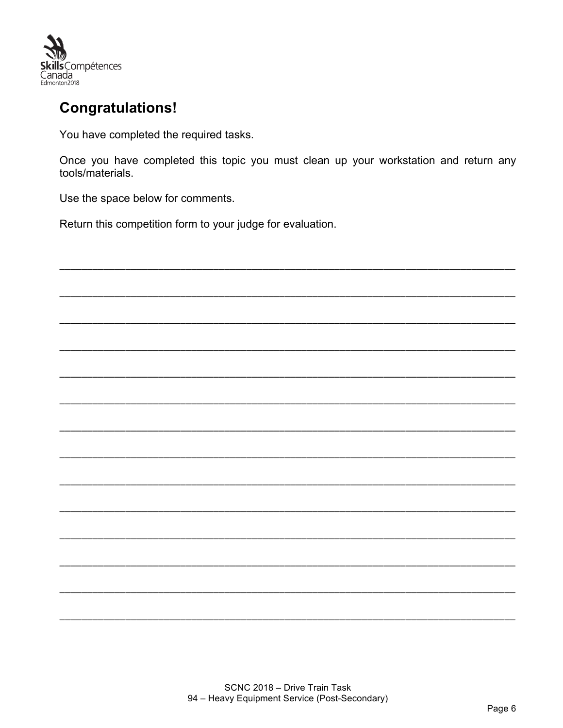## Congratulations!

You have completed the required tasks.

Once you have completed this topic you must clean up your workstation and return any tools/materials.

Use the space below for comments.

Return this competition form to your judge for evaluation.

______________________________________________________________________________

______________________________________________________________________________

______________________________________________________________________________

______________________________________________________________________________

______________________________________________________________________________

______________________________________________________________________________

______________________________________________________________________________

______________________________________________________________________________

______________________________________________________________________________

______________________________________________________________________________

______________________________________________________________________________

______________________________________________________________________________

______________________________________________________________________________

______________________________________________________________________________